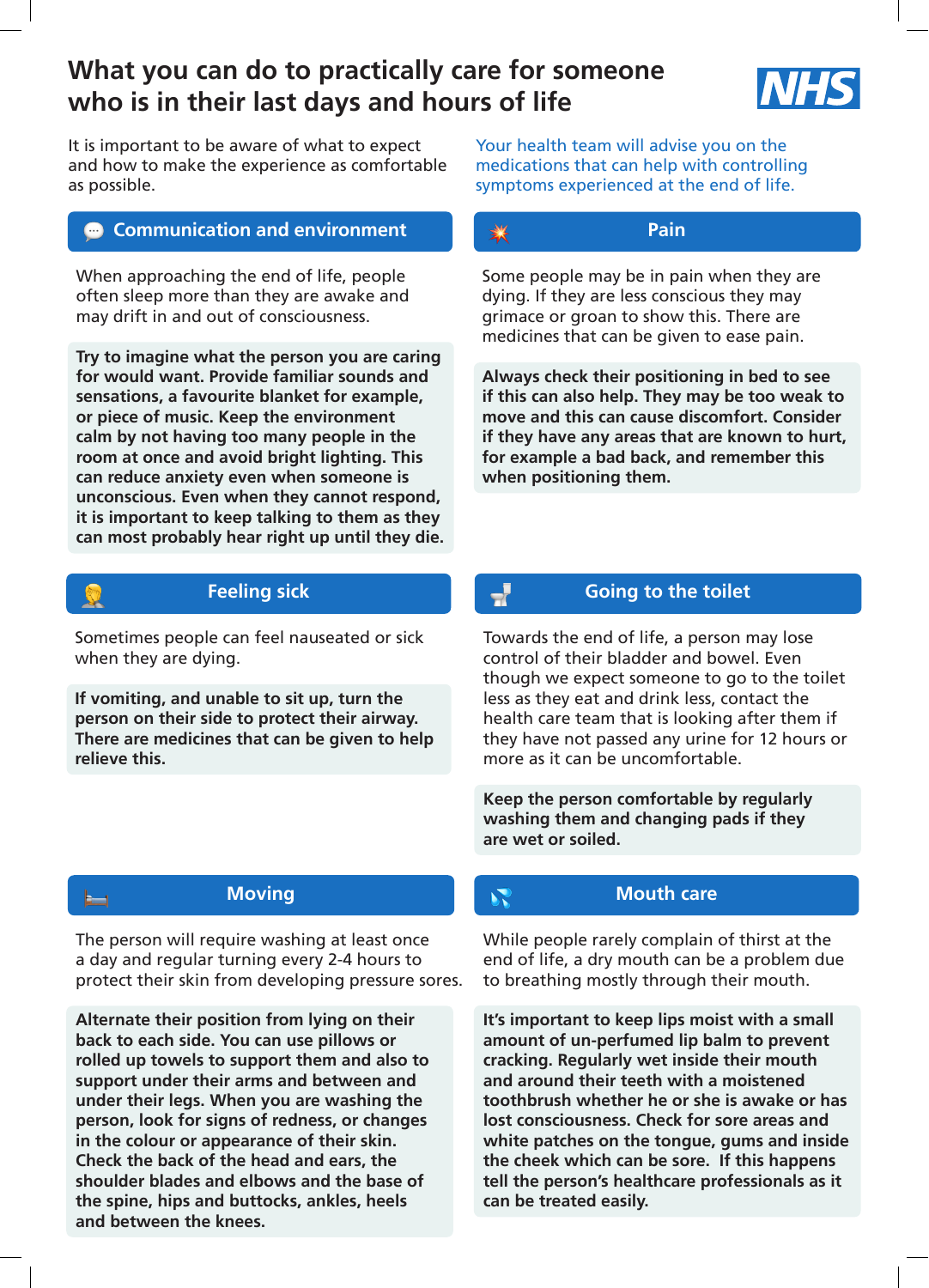# What you can do to practically care for someone who is in their last days and hours of life

It is important to be aware of what to expect and how to make the experience as comfortable as possible.

Your health team will advise you on the medications that can help with controlling symptoms experienced at the end of life.

## Communication and environment

When approaching the end of life, people often sleep more than they are awake and may drift in and out of consciousness.

**Try to imagine what the person you are caring for would want. Provide familiar sounds and sensations, a favourite blanket for example, or piece of music. Keep the environment calm by not having too many people in the room at once and avoid bright lighting. This can reduce anxiety even when someone is unconscious. Even when they cannot respond, it is important to keep talking to them as they can most probably hear right up until they die.**

## Pain

Some people may be in pain when they are dying. If they are less conscious they may grimace or groan to show this. There are medicines that can be given to ease pain.

**Always check their positioning in bed to see if this can also help. They may be too weak to move and this can cause discomfort. Consider if they have any areas that are known to hurt, for example a bad back, and remember this when positioning them.**

## Feeling sick

Sometimes people can feel nauseated or sick when they are dying.

**If vomiting, and unable to sit up, turn the person on their side to protect their airway. There are medicines that can be given to help relieve this.**

## Going to the toilet

Towards the end of life, a person may lose control of their bladder and bowel. Even though we expect someone to go to the toilet less as they eat and drink less, contact the health care team that is looking after them if they have not passed any urine for 12 hours or more as it can be uncomfortable.

**Keep the person comfortable by regularly washing them and changing pads if they are wet or soiled.**

## Moving

The person will require washing at least once a day and regular turning every 2-4 hours to protect their skin from developing pressure sores.

**Alternate their position from lying on their back to each side. You can use pillows or rolled up towels to support them and also to support under their arms and between and under their legs. When you are washing the person, look for signs of redness, or changes in the colour or appearance of their skin. Check the back of the head and ears, the shoulder blades and elbows and the base of the spine, hips and buttocks, ankles, heels and between the knees.**

## Mouth care

While people rarely complain of thirst at the end of life, a dry mouth can be a problem due to breathing mostly through their mouth.

**It's important to keep lips moist with a small amount of un-perfumed lip balm to prevent cracking. Regularly wet inside their mouth and around their teeth with a moistened toothbrush whether he or she is awake or has lost consciousness. Check for sore areas and white patches on the tongue, gums and inside the cheek which can be sore. If this happens tell the person's healthcare professionals as it can be treated easily.**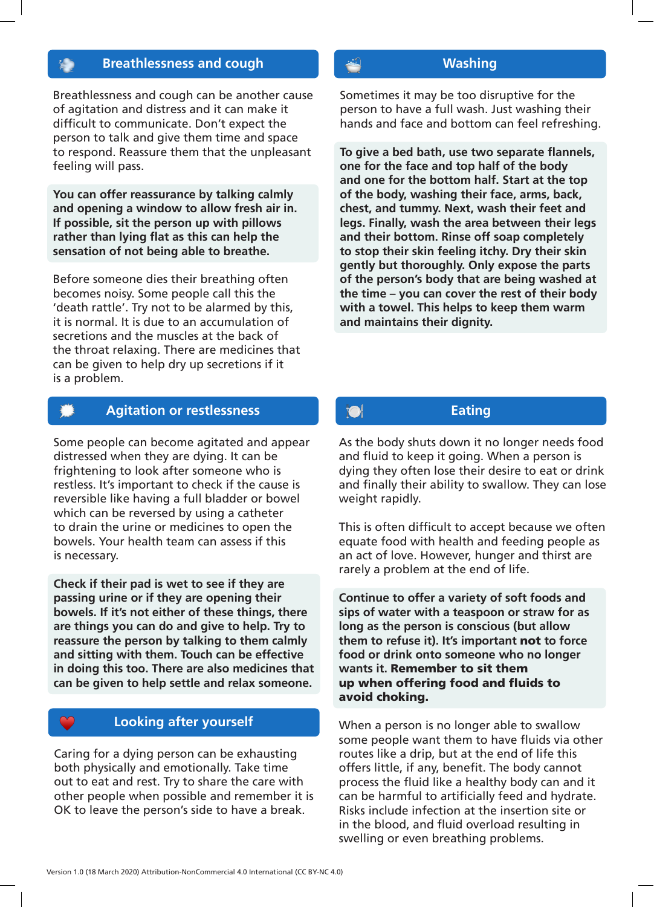## Breathlessness and cough

Breathlessness and cough can be another cause of agitation and distress and it can make it difficult to communicate. Don't expect the person to talk and give them time and space to respond. Reassure them that the unpleasant feeling will pass.

**You can offer reassurance by talking calmly and opening a window to allow fresh air in. If possible, sit the person up with pillows rather than lying flat as this can help the sensation of not being able to breathe.**

Before someone dies their breathing often becomes noisy. Some people call this the 'death rattle'. Try not to be alarmed by this, it is normal. It is due to an accumulation of secretions and the muscles at the back of the throat relaxing. There are medicines that can be given to help dry up secretions if it is a problem.

## Agitation or restlessness

Some people can become agitated and appear distressed when they are dying. It can be frightening to look after someone who is restless. It's important to check if the cause is reversible like having a full bladder or bowel which can be reversed by using a catheter to drain the urine or medicines to open the bowels. Your health team can assess if this is necessary.

**Check if their pad is wet to see if they are passing urine or if they are opening their bowels. If it's not either of these things, there are things you can do and give to help. Try to reassure the person by talking to them calmly and sitting with them. Touch can be effective in doing this too. There are also medicines that can be given to help settle and relax someone.**

## Looking after yourself

Caring for a dying person can be exhausting both physically and emotionally. Take time out to eat and rest. Try to share the care with other people when possible and remember it is OK to leave the person's side to have a break.

## Washing

Sometimes it may be too disruptive for the person to have a full wash. Just washing their hands and face and bottom can feel refreshing.

**To give a bed bath, use two separate flannels, one for the face and top half of the body and one for the bottom half. Start at the top of the body, washing their face, arms, back, chest, and tummy. Next, wash their feet and legs. Finally, wash the area between their legs and their bottom. Rinse off soap completely to stop their skin feeling itchy. Dry their skin gently but thoroughly. Only expose the parts of the person's body that are being washed at the time – you can cover the rest of their body with a towel. This helps to keep them warm and maintains their dignity.**

## Eating

As the body shuts down it no longer needs food and fluid to keep it going. When a person is dying they often lose their desire to eat or drink and finally their ability to swallow. They can lose weight rapidly.

This is often difficult to accept because we often equate food with health and feeding people as an act of love. However, hunger and thirst are rarely a problem at the end of life.

**Continue to offer a variety of soft foods and sips of water with a teaspoon or straw for as long as the person is conscious (but allow them to refuse it). It's important not to force food or drink onto someone who no longer wants it. Remember to sit them up when offering food and fluids to avoid choking.**

When a person is no longer able to swallow some people want them to have fluids via other routes like a drip, but at the end of life this offers little, if any, benefit. The body cannot process the fluid like a healthy body can and it can be harmful to artificially feed and hydrate. Risks include infection at the insertion site or in the blood, and fluid overload resulting in swelling or even breathing problems.

Version 1.0 (18 March 2020) Attribution-NonCommercial 4.0 International (CC BY-NC 4.0)